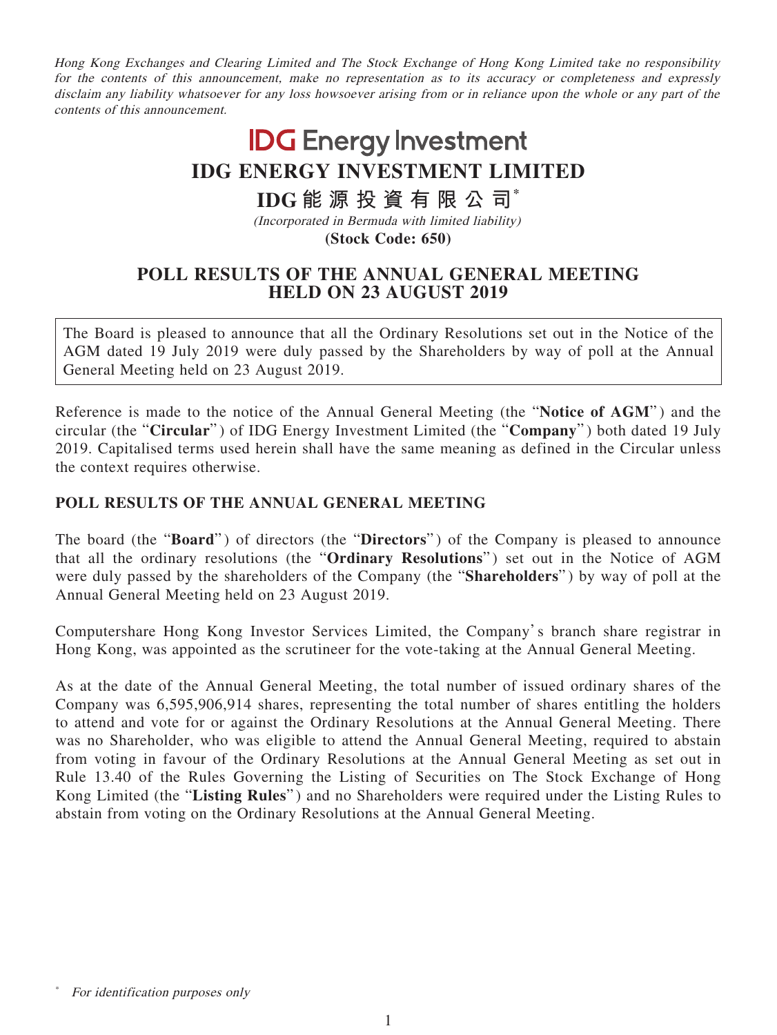*Hong Kong Exchanges and Clearing Limited and The Stock Exchange of Hong Kong Limited take no responsibility for the contents of this announcement, make no representation as to its accuracy or completeness and expressly disclaim any liability whatsoever for any loss howsoever arising from or in reliance upon the whole or any part of the contents of this announcement.*

**IDG Energy Investment**

# IDG ENERGY INVESTMENT LIMITED

# IDG能源投資有限公司*

*(Incorporated in Bermuda with limited liability)*

**(Stock Code: 650)**

## POLL RESULTS OF THE ANNUAL GENERAL MEETING HELD ON 23 AUGUST 2019

The Board is pleased to announce that all the Ordinary Resolutions set out in the Notice of the AGM dated 19 July 2019 were duly passed by the Shareholders by way of poll at the Annual General Meeting held on 23 August 2019.

Reference is made to the notice of the Annual General Meeting (the "**Notice of AGM**") and the circular (the "**Circular**") of IDG Energy Investment Limited (the "**Company**") both dated 19 July 2019. Capitalised terms used herein shall have the same meaning as defined in the Circular unless the context requires otherwise.

### POLL RESULTS OF THE ANNUAL GENERAL MEETING

The board (the "**Board**") of directors (the "**Directors**") of the Company is pleased to announce that all the ordinary resolutions (the "**Ordinary Resolutions**") set out in the Notice of AGM were duly passed by the shareholders of the Company (the "**Shareholders**") by way of poll at the Annual General Meeting held on 23 August 2019.

Computershare Hong Kong Investor Services Limited, the Company's branch share registrar in Hong Kong, was appointed as the scrutineer for the vote-taking at the Annual General Meeting.

As at the date of the Annual General Meeting, the total number of issued ordinary shares of the Company was 6,595,906,914 shares, representing the total number of shares entitling the holders to attend and vote for or against the Ordinary Resolutions at the Annual General Meeting. There was no Shareholder, who was eligible to attend the Annual General Meeting, required to abstain from voting in favour of the Ordinary Resolutions at the Annual General Meeting as set out in Rule 13.40 of the Rules Governing the Listing of Securities on The Stock Exchange of Hong Kong Limited (the "**Listing Rules**") and no Shareholders were required under the Listing Rules to abstain from voting on the Ordinary Resolutions at the Annual General Meeting.

\* *For identification purposes only*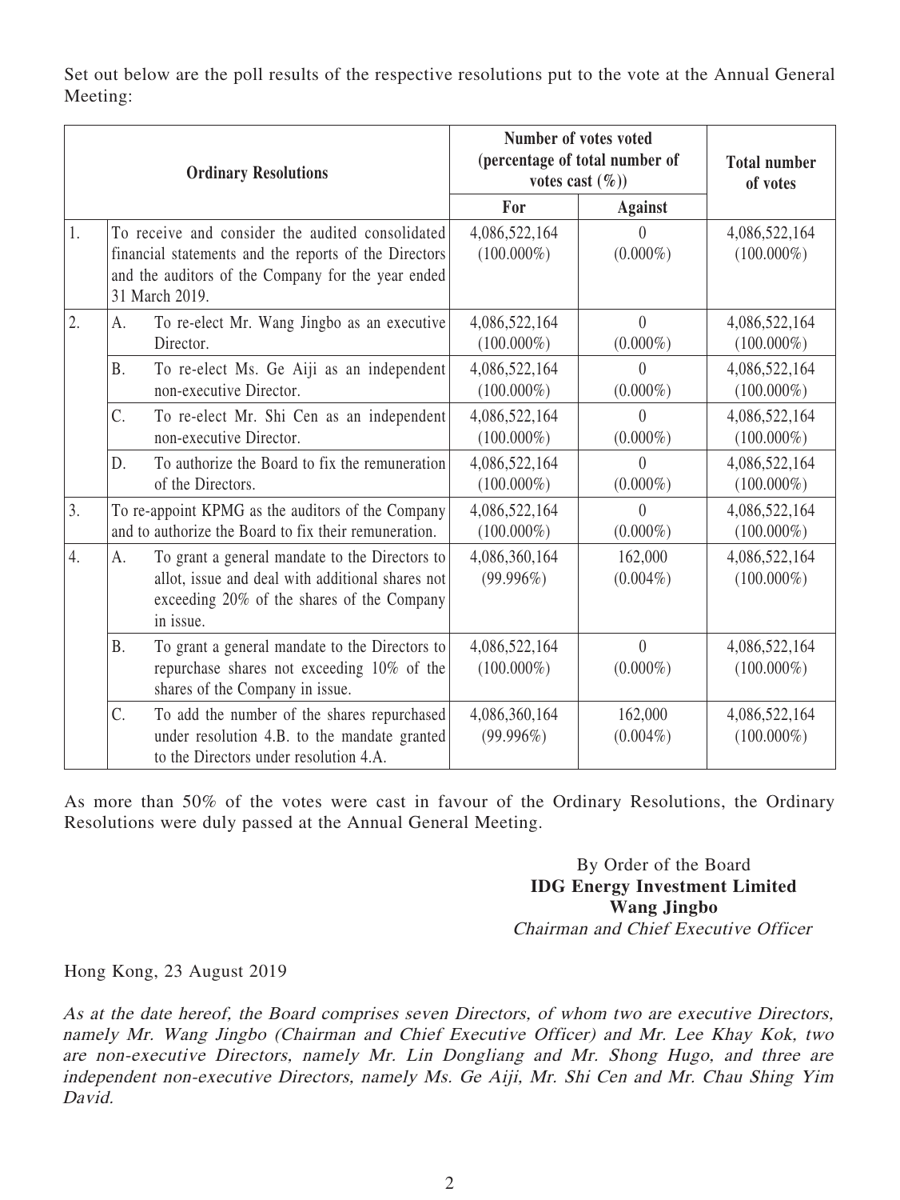Set out below are the poll results of the respective resolutions put to the vote at the Annual General Meeting:

| Ordinary Resolutions | | Number of votes voted (percentage of total number of votes cast (%)) | | Total number of votes |
|---|---|---|---|---|
| | | For | Against | |
| 1. | To receive and consider the audited consolidated financial statements and the reports of the Directors and the auditors of the Company for the year ended 31 March 2019. | 4,086,522,164 (100.000%) | 0 (0.000%) | 4,086,522,164 (100.000%) |
| 2. | A. To re-elect Mr. Wang Jingbo as an executive Director. | 4,086,522,164 (100.000%) | 0 (0.000%) | 4,086,522,164 (100.000%) |
| | B. To re-elect Ms. Ge Aiji as an independent non-executive Director. | 4,086,522,164 (100.000%) | 0 (0.000%) | 4,086,522,164 (100.000%) |
| | C. To re-elect Mr. Shi Cen as an independent non-executive Director. | 4,086,522,164 (100.000%) | 0 (0.000%) | 4,086,522,164 (100.000%) |
| | D. To authorize the Board to fix the remuneration of the Directors. | 4,086,522,164 (100.000%) | 0 (0.000%) | 4,086,522,164 (100.000%) |
| 3. | To re-appoint KPMG as the auditors of the Company and to authorize the Board to fix their remuneration. | 4,086,522,164 (100.000%) | 0 (0.000%) | 4,086,522,164 (100.000%) |
| 4. | A. To grant a general mandate to the Directors to allot, issue and deal with additional shares not exceeding 20% of the shares of the Company in issue. | 4,086,360,164 (99.996%) | 162,000 (0.004%) | 4,086,522,164 (100.000%) |
| | B. To grant a general mandate to the Directors to repurchase shares not exceeding 10% of the shares of the Company in issue. | 4,086,522,164 (100.000%) | 0 (0.000%) | 4,086,522,164 (100.000%) |
| | C. To add the number of the shares repurchased under resolution 4.B. to the mandate granted to the Directors under resolution 4.A. | 4,086,360,164 (99.996%) | 162,000 (0.004%) | 4,086,522,164 (100.000%) |

As more than 50% of the votes were cast in favour of the Ordinary Resolutions, the Ordinary Resolutions were duly passed at the Annual General Meeting.

By Order of the Board
**IDG Energy Investment Limited**
**Wang Jingbo**
*Chairman and Chief Executive Officer*

Hong Kong, 23 August 2019

*As at the date hereof, the Board comprises seven Directors, of whom two are executive Directors, namely Mr. Wang Jingbo (Chairman and Chief Executive Officer) and Mr. Lee Khay Kok, two are non-executive Directors, namely Mr. Lin Dongliang and Mr. Shong Hugo, and three are independent non-executive Directors, namely Ms. Ge Aiji, Mr. Shi Cen and Mr. Chau Shing Yim David.*